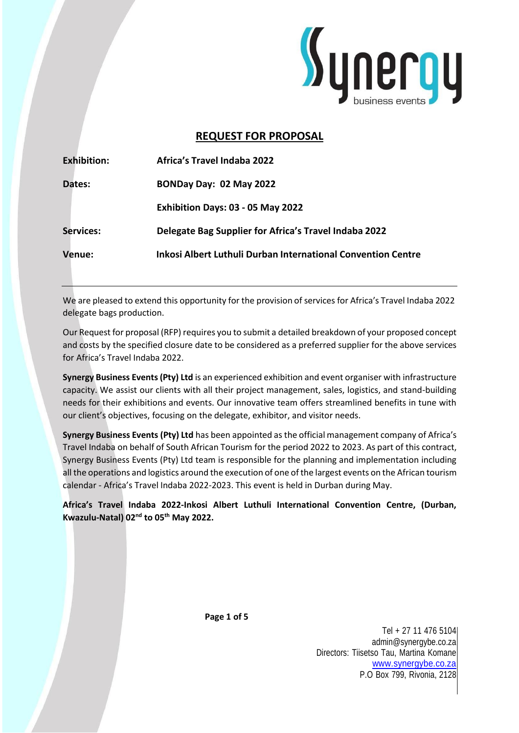## REQUEST FOR PROPOSAL

| | |
|---|---|
| **Exhibition:** | **Africa's Travel Indaba 2022** |
| **Dates:** | **BONDay Day: 02 May 2022** |
| | **Exhibition Days: 03 - 05 May 2022** |
| **Services:** | **Delegate Bag Supplier for Africa's Travel Indaba 2022** |
| **Venue:** | **Inkosi Albert Luthuli Durban International Convention Centre** |

---

We are pleased to extend this opportunity for the provision of services for Africa's Travel Indaba 2022 delegate bags production.

Our Request for proposal (RFP) requires you to submit a detailed breakdown of your proposed concept and costs by the specified closure date to be considered as a preferred supplier for the above services for Africa's Travel Indaba 2022.

**Synergy Business Events (Pty) Ltd** is an experienced exhibition and event organiser with infrastructure capacity. We assist our clients with all their project management, sales, logistics, and stand-building needs for their exhibitions and events. Our innovative team offers streamlined benefits in tune with our client's objectives, focusing on the delegate, exhibitor, and visitor needs.

**Synergy Business Events (Pty) Ltd** has been appointed as the official management company of Africa's Travel Indaba on behalf of South African Tourism for the period 2022 to 2023. As part of this contract, Synergy Business Events (Pty) Ltd team is responsible for the planning and implementation including all the operations and logistics around the execution of one of the largest events on the African tourism calendar - Africa's Travel Indaba 2022-2023. This event is held in Durban during May.

**Africa's Travel Indaba 2022-Inkosi Albert Luthuli International Convention Centre, (Durban, Kwazulu-Natal) 02nd to 05th May 2022.**

Tel + 27 11 476 5104
admin@synergybe.co.za
Directors: Tiisetso Tau, Martina Komane
www.synergybe.co.za
P.O Box 799, Rivonia, 2128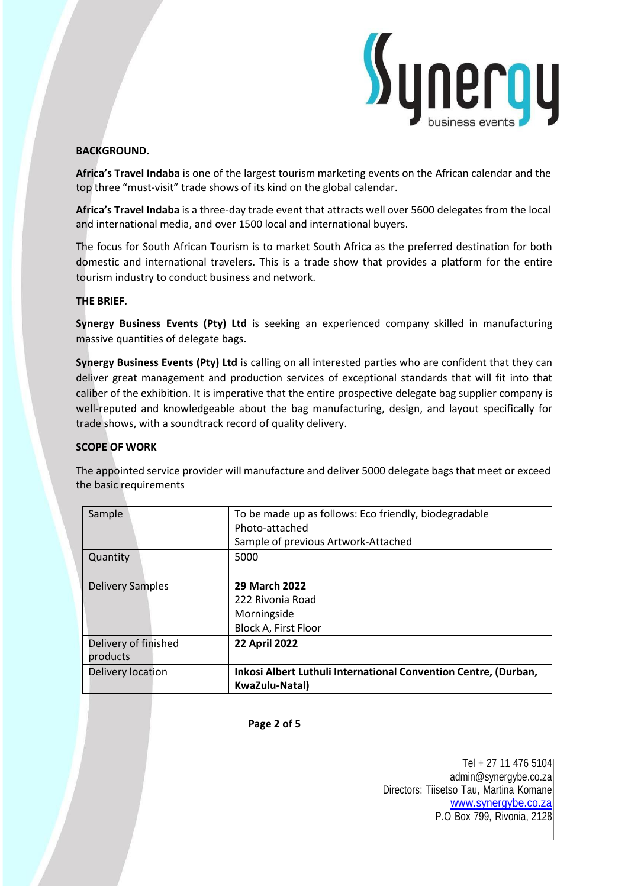**BACKGROUND.**

**Africa's Travel Indaba** is one of the largest tourism marketing events on the African calendar and the top three "must-visit" trade shows of its kind on the global calendar.

**Africa's Travel Indaba** is a three-day trade event that attracts well over 5600 delegates from the local and international media, and over 1500 local and international buyers.

The focus for South African Tourism is to market South Africa as the preferred destination for both domestic and international travelers. This is a trade show that provides a platform for the entire tourism industry to conduct business and network.

**THE BRIEF.**

**Synergy Business Events (Pty) Ltd** is seeking an experienced company skilled in manufacturing massive quantities of delegate bags.

**Synergy Business Events (Pty) Ltd** is calling on all interested parties who are confident that they can deliver great management and production services of exceptional standards that will fit into that caliber of the exhibition. It is imperative that the entire prospective delegate bag supplier company is well-reputed and knowledgeable about the bag manufacturing, design, and layout specifically for trade shows, with a soundtrack record of quality delivery.

**SCOPE OF WORK**

The appointed service provider will manufacture and deliver 5000 delegate bags that meet or exceed the basic requirements

| | |
|---|---|
| Sample | To be made up as follows: Eco friendly, biodegradable<br>Photo-attached<br>Sample of previous Artwork-Attached |
| Quantity | 5000 |
| Delivery Samples | **29 March 2022**<br>222 Rivonia Road<br>Morningside<br>Block A, First Floor |
| Delivery of finished products | **22 April 2022** |
| Delivery location | **Inkosi Albert Luthuli International Convention Centre, (Durban, KwaZulu-Natal)** |

Tel + 27 11 476 5104
admin@synergybe.co.za
Directors: Tiisetso Tau, Martina Komane
www.synergybe.co.za
P.O Box 799, Rivonia, 2128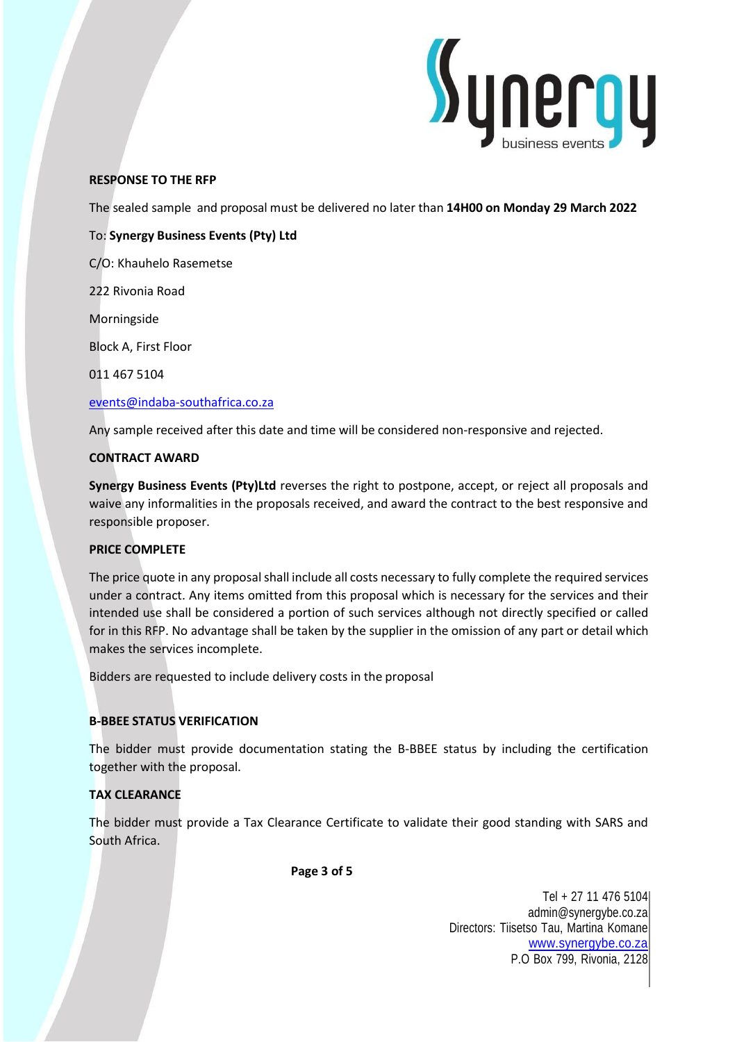**RESPONSE TO THE RFP**

The sealed sample and proposal must be delivered no later than **14H00 on Monday 29 March 2022**

To: **Synergy Business Events (Pty) Ltd**

C/O: Khauhelo Rasemetse

222 Rivonia Road

Morningside

Block A, First Floor

011 467 5104

events@indaba-southafrica.co.za

Any sample received after this date and time will be considered non-responsive and rejected.

**CONTRACT AWARD**

**Synergy Business Events (Pty)Ltd** reverses the right to postpone, accept, or reject all proposals and waive any informalities in the proposals received, and award the contract to the best responsive and responsible proposer.

**PRICE COMPLETE**

The price quote in any proposal shall include all costs necessary to fully complete the required services under a contract. Any items omitted from this proposal which is necessary for the services and their intended use shall be considered a portion of such services although not directly specified or called for in this RFP. No advantage shall be taken by the supplier in the omission of any part or detail which makes the services incomplete.

Bidders are requested to include delivery costs in the proposal

**B-BBEE STATUS VERIFICATION**

The bidder must provide documentation stating the B-BBEE status by including the certification together with the proposal.

**TAX CLEARANCE**

The bidder must provide a Tax Clearance Certificate to validate their good standing with SARS and South Africa.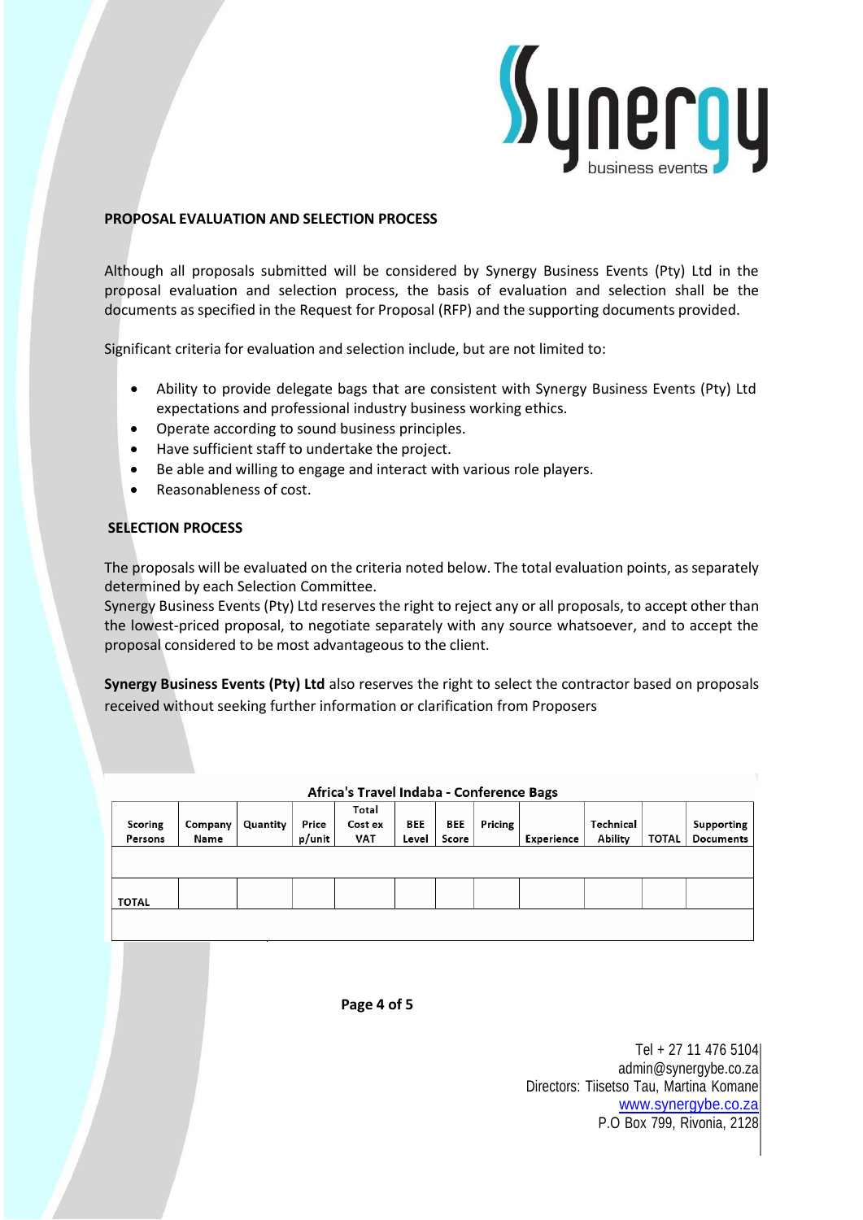## PROPOSAL EVALUATION AND SELECTION PROCESS

Although all proposals submitted will be considered by Synergy Business Events (Pty) Ltd in the proposal evaluation and selection process, the basis of evaluation and selection shall be the documents as specified in the Request for Proposal (RFP) and the supporting documents provided.

Significant criteria for evaluation and selection include, but are not limited to:

- Ability to provide delegate bags that are consistent with Synergy Business Events (Pty) Ltd expectations and professional industry business working ethics.
- Operate according to sound business principles.
- Have sufficient staff to undertake the project.
- Be able and willing to engage and interact with various role players.
- Reasonableness of cost.

## SELECTION PROCESS

The proposals will be evaluated on the criteria noted below. The total evaluation points, as separately determined by each Selection Committee.
Synergy Business Events (Pty) Ltd reserves the right to reject any or all proposals, to accept other than the lowest-priced proposal, to negotiate separately with any source whatsoever, and to accept the proposal considered to be most advantageous to the client.

**Synergy Business Events (Pty) Ltd** also reserves the right to select the contractor based on proposals received without seeking further information or clarification from Proposers

**Africa's Travel Indaba - Conference Bags**

| Scoring Persons | Company Name | Quantity | Price p/unit | Total Cost ex VAT | BEE Level | BEE Score | Pricing | Experience | Technical Ability | TOTAL | Supporting Documents |
|---|---|---|---|---|---|---|---|---|---|---|---|
| | | | | | | | | | | | |
| TOTAL | | | | | | | | | | | |
| | | | | | | | | | | | |

Tel + 27 11 476 5104
admin@synergybe.co.za
Directors: Tiisetso Tau, Martina Komane
www.synergybe.co.za
P.O Box 799, Rivonia, 2128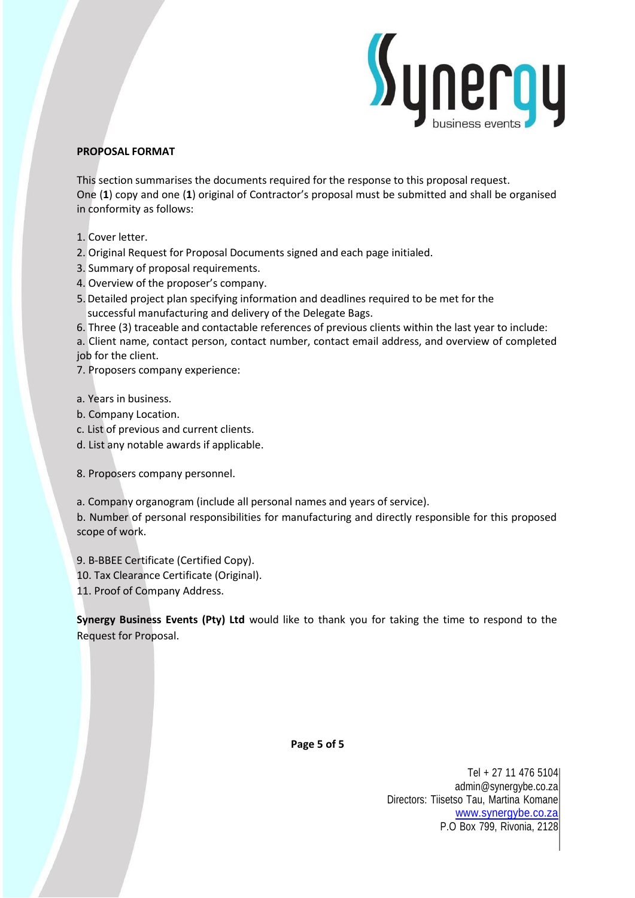**PROPOSAL FORMAT**

This section summarises the documents required for the response to this proposal request. One (**1**) copy and one (**1**) original of Contractor's proposal must be submitted and shall be organised in conformity as follows:

1. Cover letter.
2. Original Request for Proposal Documents signed and each page initialed.
3. Summary of proposal requirements.
4. Overview of the proposer's company.
5. Detailed project plan specifying information and deadlines required to be met for the successful manufacturing and delivery of the Delegate Bags.
6. Three (3) traceable and contactable references of previous clients within the last year to include:

a. Client name, contact person, contact number, contact email address, and overview of completed job for the client.

7. Proposers company experience:

a. Years in business.
b. Company Location.
c. List of previous and current clients.
d. List any notable awards if applicable.

8. Proposers company personnel.

a. Company organogram (include all personal names and years of service).
b. Number of personal responsibilities for manufacturing and directly responsible for this proposed scope of work.

9. B-BBEE Certificate (Certified Copy).
10. Tax Clearance Certificate (Original).
11. Proof of Company Address.

**Synergy Business Events (Pty) Ltd** would like to thank you for taking the time to respond to the Request for Proposal.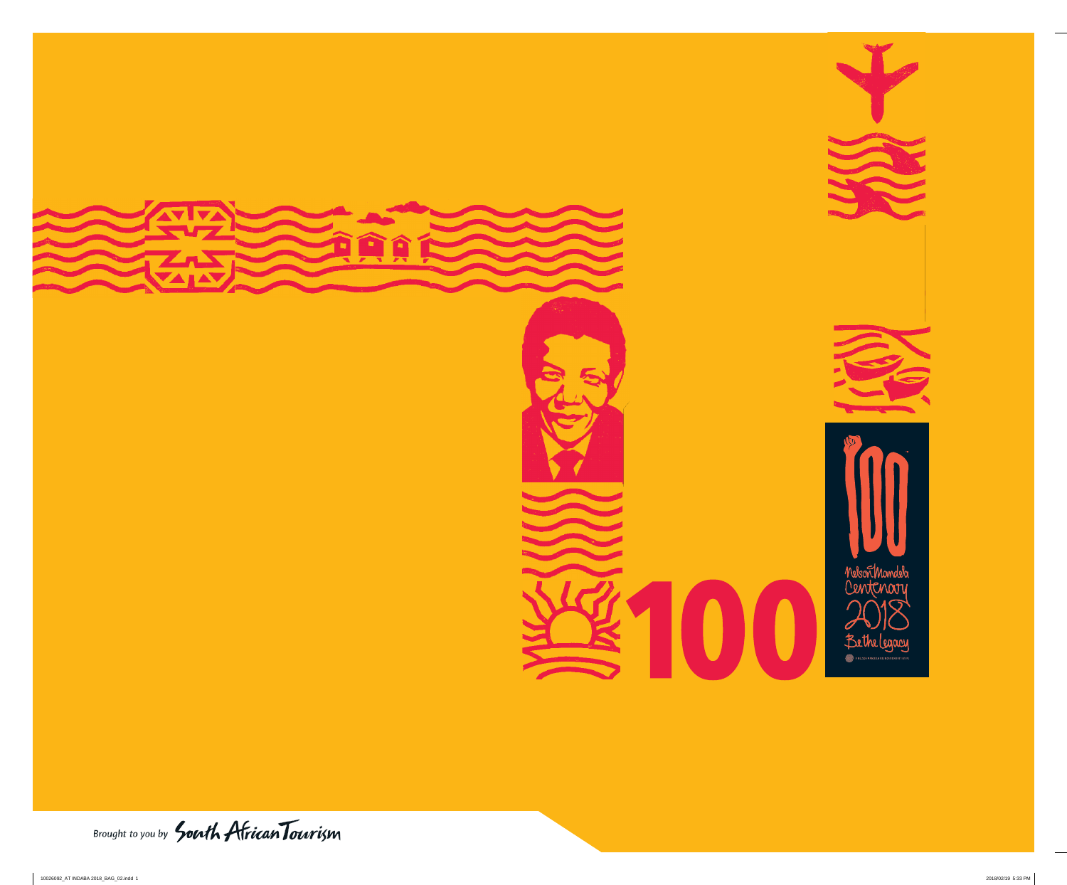100

100

Nelson Mandela Centenary 2018

Be the legacy

Brought to you by South African Tourism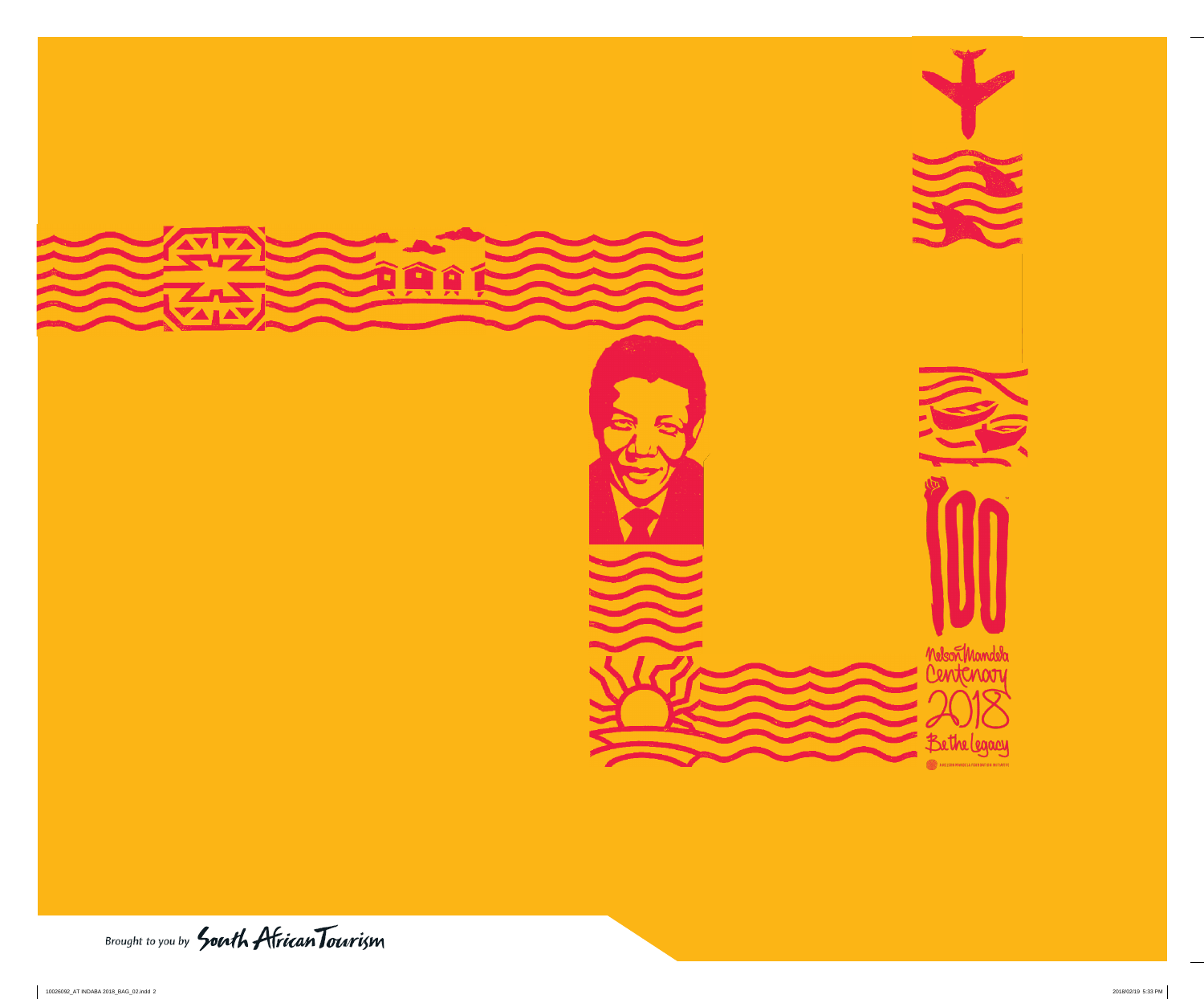Nelson Mandela Centenary 2018

Be the Legacy

A NELSON MANDELA FOUNDATION INITIATIVE

Brought to you by South African Tourism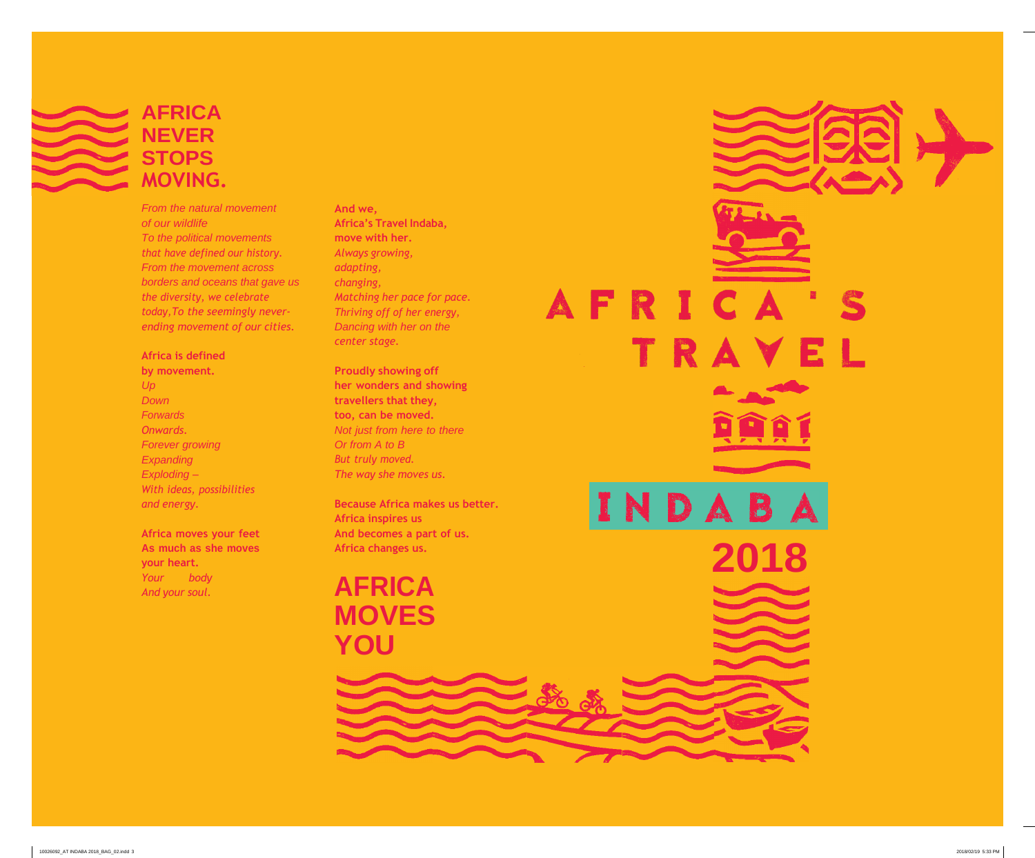# AFRICA NEVER STOPS MOVING.

*From the natural movement of our wildlife*
*To the political movements that have defined our history.*
*From the movement across borders and oceans that gave us the diversity, we celebrate today,To the seemingly never-ending movement of our cities.*

**Africa is defined by movement.**
*Up*
*Down*
*Forwards*
*Onwards.*
*Forever growing*
*Expanding*
*Exploding –*
*With ideas, possibilities and energy.*

**Africa moves your feet**
**As much as she moves your heart.**
*Your body*
*And your soul.*

**And we,**
**Africa's Travel Indaba,**
**move with her.**
*Always growing,*
*adapting,*
*changing,*
*Matching her pace for pace.*
*Thriving off of her energy,*
*Dancing with her on the center stage.*

**Proudly showing off her wonders and showing travellers that they, too, can be moved.**
*Not just from here to there*
*Or from A to B*
*But truly moved.*
*The way she moves us.*

**Because Africa makes us better.**
**Africa inspires us**
**And becomes a part of us.**
**Africa changes us.**

# AFRICA MOVES YOU

AFRICA'S TRAVEL INDABA 2018